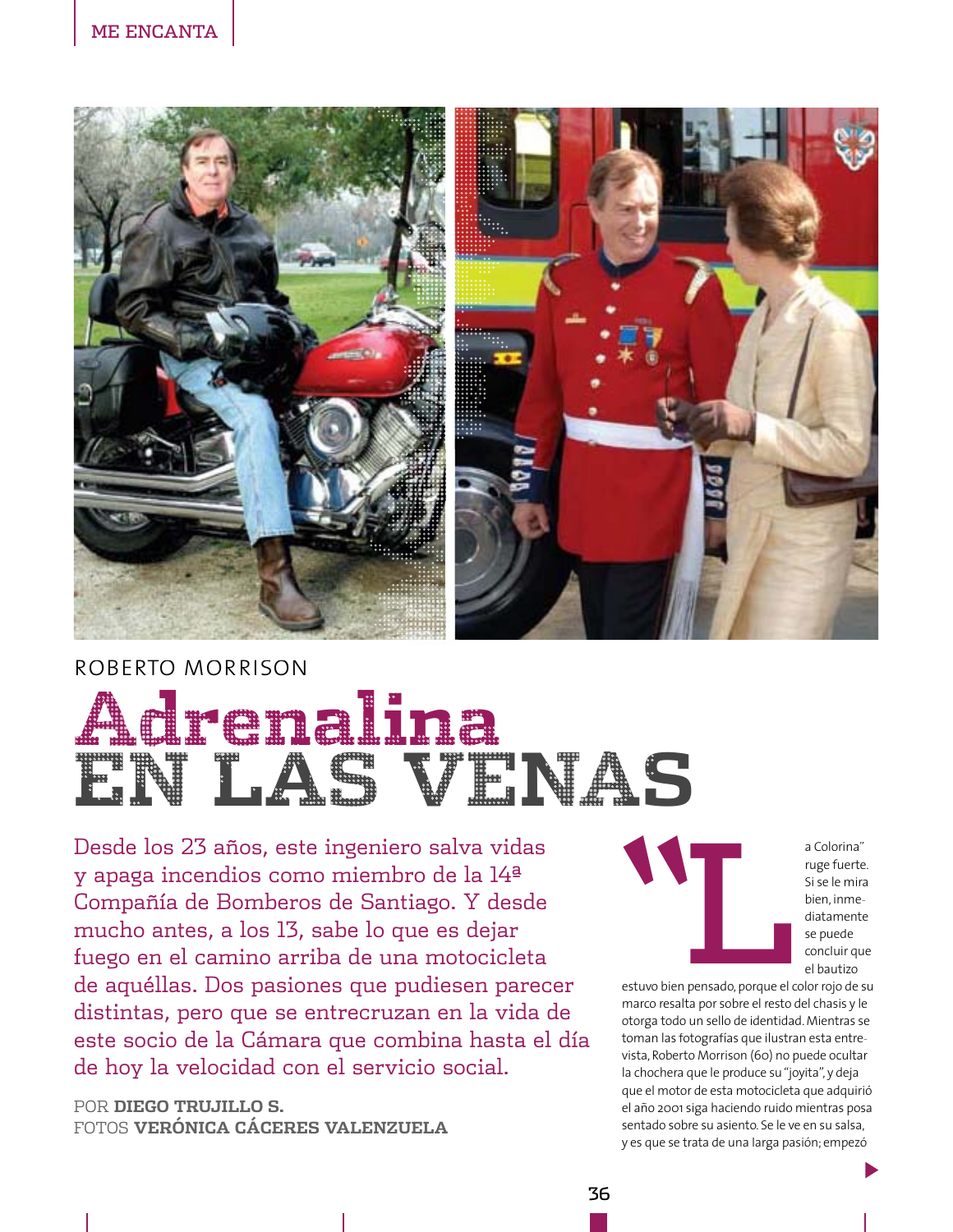ROBERTO MORRISON

# Adrenalina EN LAS VENAS

Desde los 23 años, este ingeniero salva vidas y apaga incendios como miembro de la 14ª Compañía de Bomberos de Santiago. Y desde mucho antes, a los 13, sabe lo que es dejar fuego en el camino arriba de una motocicleta de aquéllas. Dos pasiones que pudiesen parecer distintas, pero que se entrecruzan en la vida de este socio de la Cámara que combina hasta el día de hoy la velocidad con el servicio social.

POR **DIEGO TRUJILLO S.**
FOTOS **VERÓNICA CÁCERES VALENZUELA**

"La Colorina" ruge fuerte. Si se le mira bien, inmediatamente se puede concluir que el bautizo estuvo bien pensado, porque el color rojo de su marco resalta por sobre el resto del chasis y le otorga todo un sello de identidad. Mientras se toman las fotografías que ilustran esta entrevista, Roberto Morrison (60) no puede ocultar la chochera que le produce su "joyita", y deja que el motor de esta motocicleta que adquirió el año 2001 siga haciendo ruido mientras posa sentado sobre su asiento. Se le ve en su salsa, y es que se trata de una larga pasión; empezó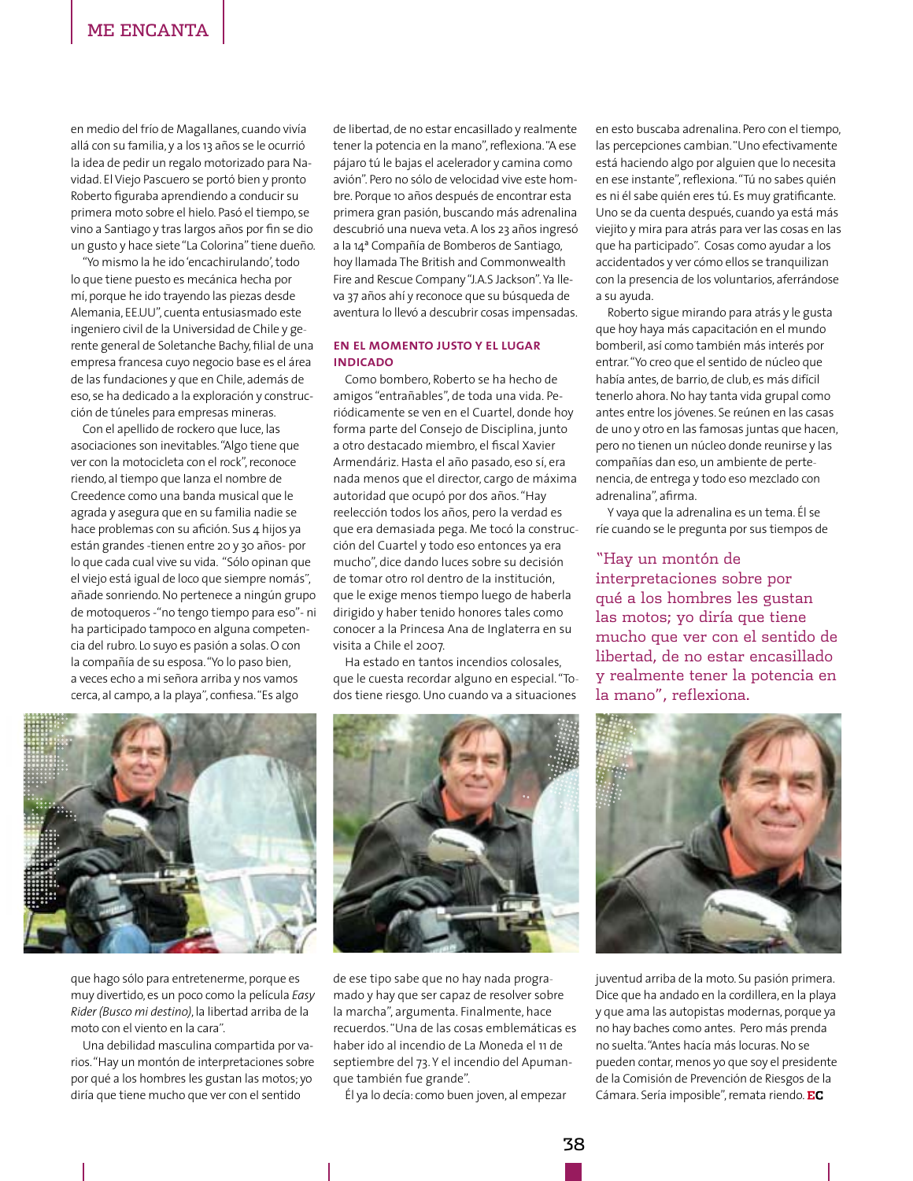en medio del frío de Magallanes, cuando vivía allá con su familia, y a los 13 años se le ocurrió la idea de pedir un regalo motorizado para Navidad. El Viejo Pascuero se portó bien y pronto Roberto figuraba aprendiendo a conducir su primera moto sobre el hielo. Pasó el tiempo, se vino a Santiago y tras largos años por fin se dio un gusto y hace siete "La Colorina" tiene dueño.

"Yo mismo la he ido 'encachirulando', todo lo que tiene puesto es mecánica hecha por mí, porque he ido trayendo las piezas desde Alemania, EE.UU", cuenta entusiasmado este ingeniero civil de la Universidad de Chile y gerente general de Soletanche Bachy, filial de una empresa francesa cuyo negocio base es el área de las fundaciones y que en Chile, además de eso, se ha dedicado a la exploración y construcción de túneles para empresas mineras.

Con el apellido de rockero que luce, las asociaciones son inevitables. "Algo tiene que ver con la motocicleta con el rock", reconoce riendo, al tiempo que lanza el nombre de Creedence como una banda musical que le agrada y asegura que en su familia nadie se hace problemas con su afición. Sus 4 hijos ya están grandes -tienen entre 20 y 30 años- por lo que cada cual vive su vida. "Sólo opinan que el viejo está igual de loco que siempre nomás", añade sonriendo. No pertenece a ningún grupo de motoqueros -"no tengo tiempo para eso"- ni ha participado tampoco en alguna competencia del rubro. Lo suyo es pasión a solas. O con la compañía de su esposa. "Yo lo paso bien, a veces echo a mi señora arriba y nos vamos cerca, al campo, a la playa", confiesa. "Es algo que hago sólo para entretenerme, porque es muy divertido, es un poco como la película *Easy Rider (Busco mi destino)*, la libertad arriba de la moto con el viento en la cara".

Una debilidad masculina compartida por varios. "Hay un montón de interpretaciones sobre por qué a los hombres les gustan las motos; yo diría que tiene mucho que ver con el sentido de libertad, de no estar encasillado y realmente tener la potencia en la mano", reflexiona. "A ese pájaro tú le bajas el acelerador y camina como avión". Pero no sólo de velocidad vive este hombre. Porque 10 años después de encontrar esta primera gran pasión, buscando más adrenalina descubrió una nueva veta. A los 23 años ingresó a la 14ª Compañía de Bomberos de Santiago, hoy llamada The British and Commonwealth Fire and Rescue Company "J.A.S Jackson". Ya lleva 37 años ahí y reconoce que su búsqueda de aventura lo llevó a descubrir cosas impensadas.

## EN EL MOMENTO JUSTO Y EL LUGAR INDICADO

Como bombero, Roberto se ha hecho de amigos "entrañables", de toda una vida. Periódicamente se ven en el Cuartel, donde hoy forma parte del Consejo de Disciplina, junto a otro destacado miembro, el fiscal Xavier Armendáriz. Hasta el año pasado, eso sí, era nada menos que el director, cargo de máxima autoridad que ocupó por dos años. "Hay reelección todos los años, pero la verdad es que era demasiada pega. Me tocó la construcción del Cuartel y todo eso entonces ya era mucho", dice dando luces sobre su decisión de tomar otro rol dentro de la institución, que le exige menos tiempo luego de haberla dirigido y haber tenido honores tales como conocer a la Princesa Ana de Inglaterra en su visita a Chile el 2007.

Ha estado en tantos incendios colosales, que le cuesta recordar alguno en especial. "Todos tiene riesgo. Uno cuando va a situaciones de ese tipo sabe que no hay nada programado y hay que ser capaz de resolver sobre la marcha", argumenta. Finalmente, hace recuerdos. "Una de las cosas emblemáticas es haber ido al incendio de La Moneda el 11 de septiembre del 73. Y el incendio del Apumanque también fue grande".

Él ya lo decía: como buen joven, al empezar en esto buscaba adrenalina. Pero con el tiempo, las percepciones cambian. "Uno efectivamente está haciendo algo por alguien que lo necesita en ese instante", reflexiona. "Tú no sabes quién es ni él sabe quién eres tú. Es muy gratificante. Uno se da cuenta después, cuando ya está más viejito y mira para atrás para ver las cosas en las que ha participado". Cosas como ayudar a los accidentados y ver cómo ellos se tranquilizan con la presencia de los voluntarios, aferrándose a su ayuda.

Roberto sigue mirando para atrás y le gusta que hoy haya más capacitación en el mundo bomberil, así como también más interés por entrar. "Yo creo que el sentido de núcleo que había antes, de barrio, de club, es más difícil tenerlo ahora. No hay tanta vida grupal como antes entre los jóvenes. Se reúnen en las casas de uno y otro en las famosas juntas que hacen, pero no tienen un núcleo donde reunirse y las compañías dan eso, un ambiente de pertenencia, de entrega y todo eso mezclado con adrenalina", afirma.

Y vaya que la adrenalina es un tema. Él se ríe cuando se le pregunta por sus tiempos de juventud arriba de la moto. Su pasión primera. Dice que ha andado en la cordillera, en la playa y que ama las autopistas modernas, porque ya no hay baches como antes. Pero más prenda no suelta. "Antes hacía más locuras. No se pueden contar, menos yo que soy el presidente de la Comisión de Prevención de Riesgos de la Cámara. Sería imposible", remata riendo. **EC**

> "Hay un montón de interpretaciones sobre por qué a los hombres les gustan las motos; yo diría que tiene mucho que ver con el sentido de libertad, de no estar encasillado y realmente tener la potencia en la mano", reflexiona.